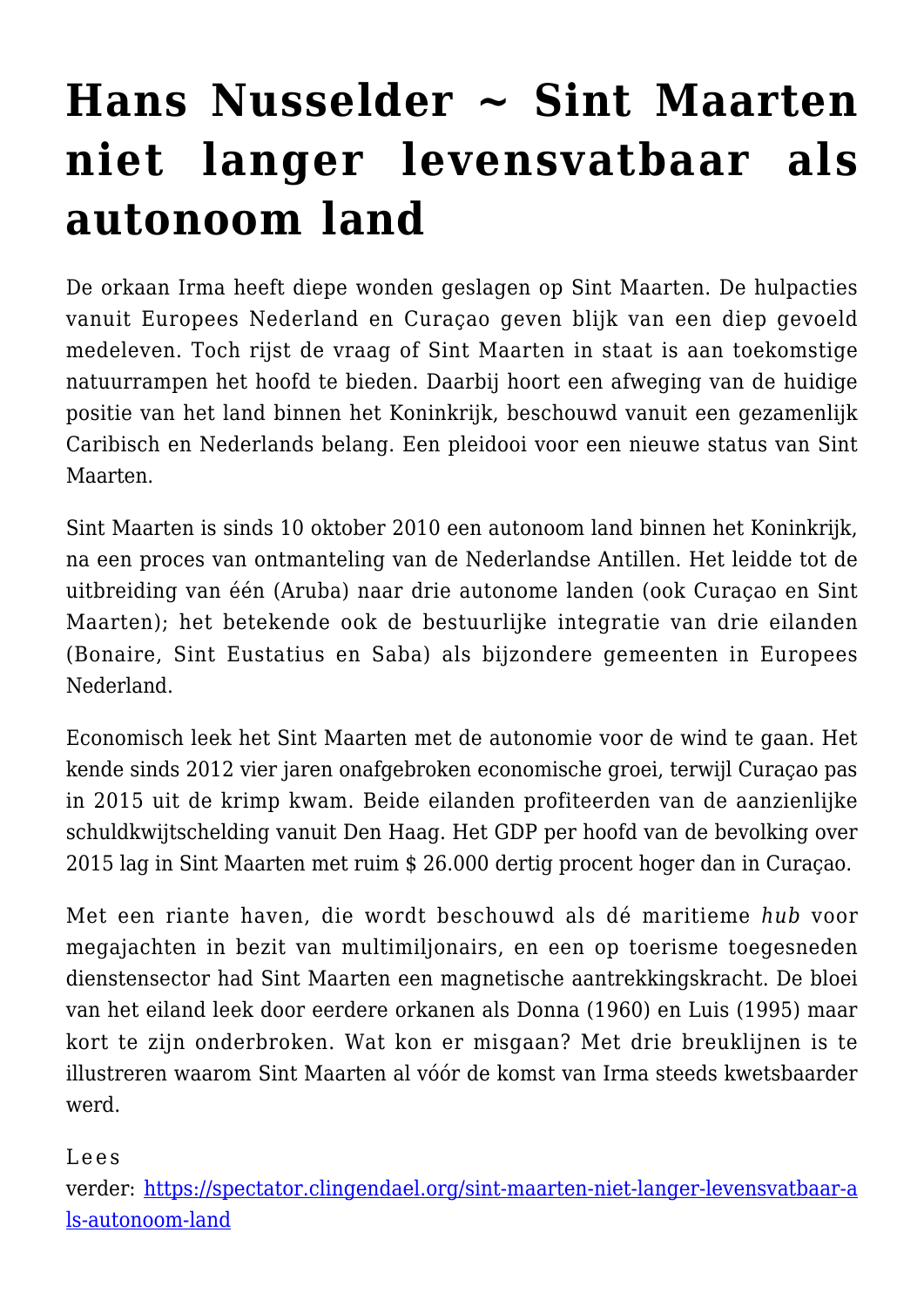# Hans Nusselder ~ Sint Maarten niet langer levensvatbaar als autonoom land

De orkaan Irma heeft diepe wonden geslagen op Sint Maarten. De hulpacties vanuit Europees Nederland en Curaçao geven blijk van een diep gevoeld medeleven. Toch rijst de vraag of Sint Maarten in staat is aan toekomstige natuurrampen het hoofd te bieden. Daarbij hoort een afweging van de huidige positie van het land binnen het Koninkrijk, beschouwd vanuit een gezamenlijk Caribisch en Nederlands belang. Een pleidooi voor een nieuwe status van Sint Maarten.

Sint Maarten is sinds 10 oktober 2010 een autonoom land binnen het Koninkrijk, na een proces van ontmanteling van de Nederlandse Antillen. Het leidde tot de uitbreiding van één (Aruba) naar drie autonome landen (ook Curaçao en Sint Maarten); het betekende ook de bestuurlijke integratie van drie eilanden (Bonaire, Sint Eustatius en Saba) als bijzondere gemeenten in Europees Nederland.

Economisch leek het Sint Maarten met de autonomie voor de wind te gaan. Het kende sinds 2012 vier jaren onafgebroken economische groei, terwijl Curaçao pas in 2015 uit de krimp kwam. Beide eilanden profiteerden van de aanzienlijke schuldkwijtschelding vanuit Den Haag. Het GDP per hoofd van de bevolking over 2015 lag in Sint Maarten met ruim $ 26.000 dertig procent hoger dan in Curaçao.

Met een riante haven, die wordt beschouwd als dé maritieme *hub* voor megajachten in bezit van multimiljonairs, en een op toerisme toegesneden dienstensector had Sint Maarten een magnetische aantrekkingskracht. De bloei van het eiland leek door eerdere orkanen als Donna (1960) en Luis (1995) maar kort te zijn onderbroken. Wat kon er misgaan? Met drie breuklijnen is te illustreren waarom Sint Maarten al vóór de komst van Irma steeds kwetsbaarder werd.

Lees verder: https://spectator.clingendael.org/sint-maarten-niet-langer-levensvatbaar-als-autonoom-land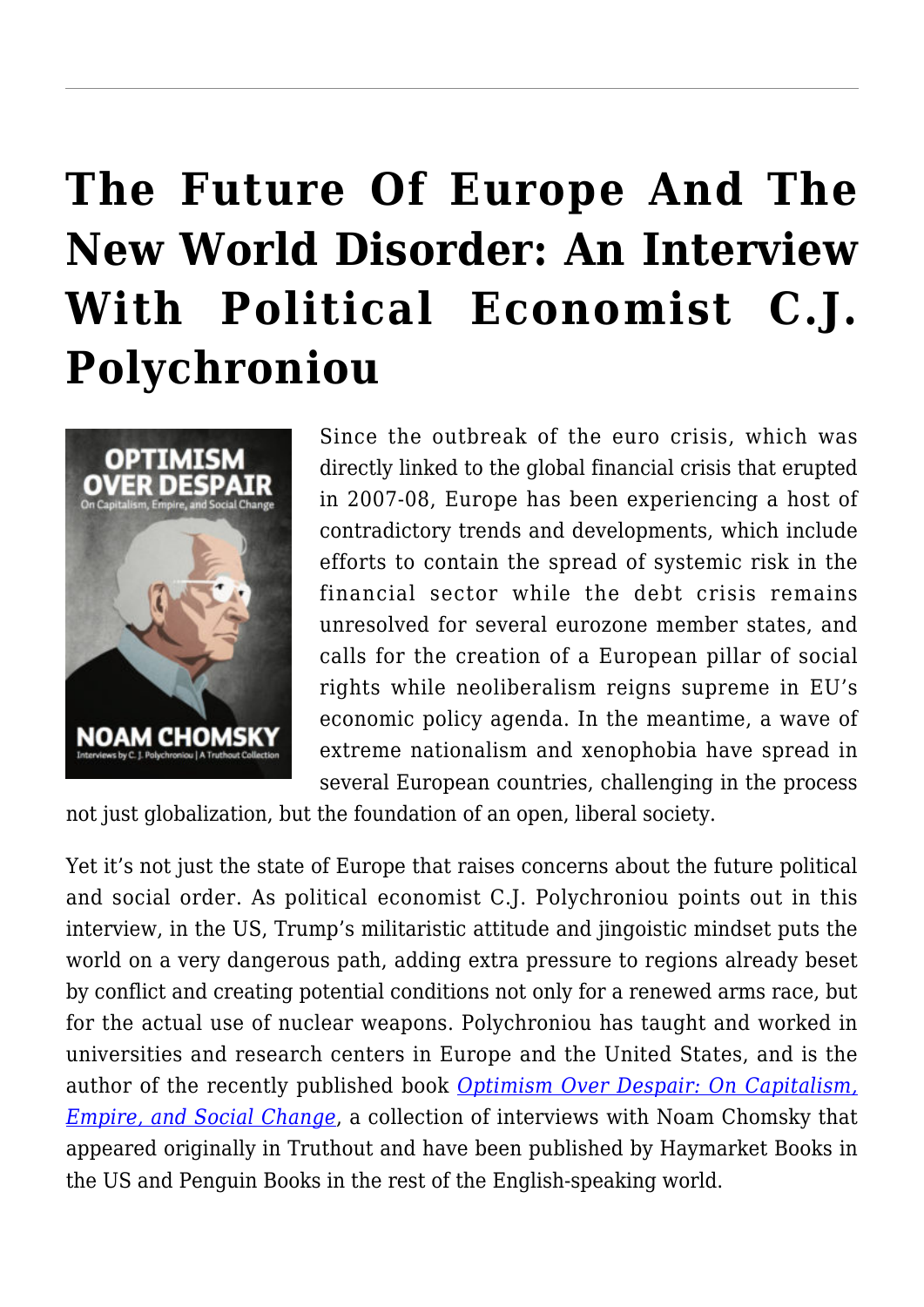# The Future Of Europe And The New World Disorder: An Interview With Political Economist C.J. Polychroniou

Since the outbreak of the euro crisis, which was directly linked to the global financial crisis that erupted in 2007-08, Europe has been experiencing a host of contradictory trends and developments, which include efforts to contain the spread of systemic risk in the financial sector while the debt crisis remains unresolved for several eurozone member states, and calls for the creation of a European pillar of social rights while neoliberalism reigns supreme in EU's economic policy agenda. In the meantime, a wave of extreme nationalism and xenophobia have spread in several European countries, challenging in the process not just globalization, but the foundation of an open, liberal society.

Yet it's not just the state of Europe that raises concerns about the future political and social order. As political economist C.J. Polychroniou points out in this interview, in the US, Trump's militaristic attitude and jingoistic mindset puts the world on a very dangerous path, adding extra pressure to regions already beset by conflict and creating potential conditions not only for a renewed arms race, but for the actual use of nuclear weapons. Polychroniou has taught and worked in universities and research centers in Europe and the United States, and is the author of the recently published book *Optimism Over Despair: On Capitalism, Empire, and Social Change*, a collection of interviews with Noam Chomsky that appeared originally in Truthout and have been published by Haymarket Books in the US and Penguin Books in the rest of the English-speaking world.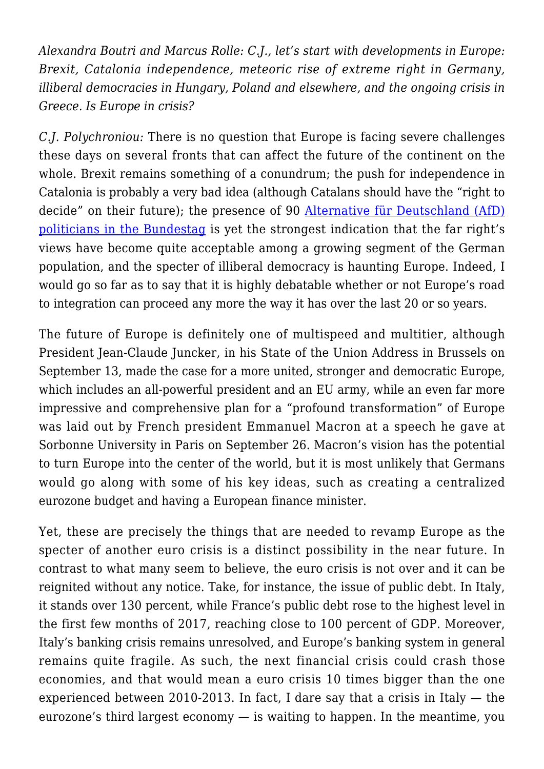*Alexandra Boutri and Marcus Rolle: C.J., let's start with developments in Europe: Brexit, Catalonia independence, meteoric rise of extreme right in Germany, illiberal democracies in Hungary, Poland and elsewhere, and the ongoing crisis in Greece. Is Europe in crisis?*

*C.J. Polychroniou:* There is no question that Europe is facing severe challenges these days on several fronts that can affect the future of the continent on the whole. Brexit remains something of a conundrum; the push for independence in Catalonia is probably a very bad idea (although Catalans should have the "right to decide" on their future); the presence of 90 Alternative für Deutschland (AfD) politicians in the Bundestag is yet the strongest indication that the far right's views have become quite acceptable among a growing segment of the German population, and the specter of illiberal democracy is haunting Europe. Indeed, I would go so far as to say that it is highly debatable whether or not Europe's road to integration can proceed any more the way it has over the last 20 or so years.

The future of Europe is definitely one of multispeed and multitier, although President Jean-Claude Juncker, in his State of the Union Address in Brussels on September 13, made the case for a more united, stronger and democratic Europe, which includes an all-powerful president and an EU army, while an even far more impressive and comprehensive plan for a "profound transformation" of Europe was laid out by French president Emmanuel Macron at a speech he gave at Sorbonne University in Paris on September 26. Macron's vision has the potential to turn Europe into the center of the world, but it is most unlikely that Germans would go along with some of his key ideas, such as creating a centralized eurozone budget and having a European finance minister.

Yet, these are precisely the things that are needed to revamp Europe as the specter of another euro crisis is a distinct possibility in the near future. In contrast to what many seem to believe, the euro crisis is not over and it can be reignited without any notice. Take, for instance, the issue of public debt. In Italy, it stands over 130 percent, while France's public debt rose to the highest level in the first few months of 2017, reaching close to 100 percent of GDP. Moreover, Italy's banking crisis remains unresolved, and Europe's banking system in general remains quite fragile. As such, the next financial crisis could crash those economies, and that would mean a euro crisis 10 times bigger than the one experienced between 2010-2013. In fact, I dare say that a crisis in Italy — the eurozone's third largest economy — is waiting to happen. In the meantime, you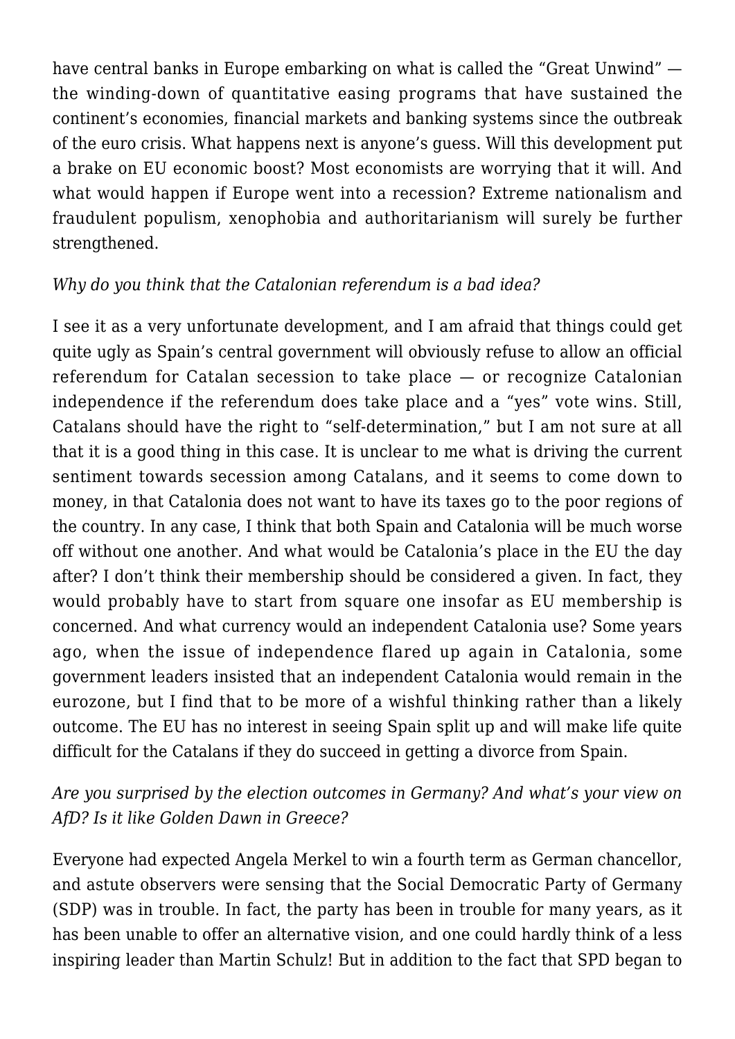have central banks in Europe embarking on what is called the "Great Unwind" — the winding-down of quantitative easing programs that have sustained the continent's economies, financial markets and banking systems since the outbreak of the euro crisis. What happens next is anyone's guess. Will this development put a brake on EU economic boost? Most economists are worrying that it will. And what would happen if Europe went into a recession? Extreme nationalism and fraudulent populism, xenophobia and authoritarianism will surely be further strengthened.

*Why do you think that the Catalonian referendum is a bad idea?*

I see it as a very unfortunate development, and I am afraid that things could get quite ugly as Spain's central government will obviously refuse to allow an official referendum for Catalan secession to take place — or recognize Catalonian independence if the referendum does take place and a "yes" vote wins. Still, Catalans should have the right to "self-determination," but I am not sure at all that it is a good thing in this case. It is unclear to me what is driving the current sentiment towards secession among Catalans, and it seems to come down to money, in that Catalonia does not want to have its taxes go to the poor regions of the country. In any case, I think that both Spain and Catalonia will be much worse off without one another. And what would be Catalonia's place in the EU the day after? I don't think their membership should be considered a given. In fact, they would probably have to start from square one insofar as EU membership is concerned. And what currency would an independent Catalonia use? Some years ago, when the issue of independence flared up again in Catalonia, some government leaders insisted that an independent Catalonia would remain in the eurozone, but I find that to be more of a wishful thinking rather than a likely outcome. The EU has no interest in seeing Spain split up and will make life quite difficult for the Catalans if they do succeed in getting a divorce from Spain.

*Are you surprised by the election outcomes in Germany? And what's your view on AfD? Is it like Golden Dawn in Greece?*

Everyone had expected Angela Merkel to win a fourth term as German chancellor, and astute observers were sensing that the Social Democratic Party of Germany (SDP) was in trouble. In fact, the party has been in trouble for many years, as it has been unable to offer an alternative vision, and one could hardly think of a less inspiring leader than Martin Schulz! But in addition to the fact that SPD began to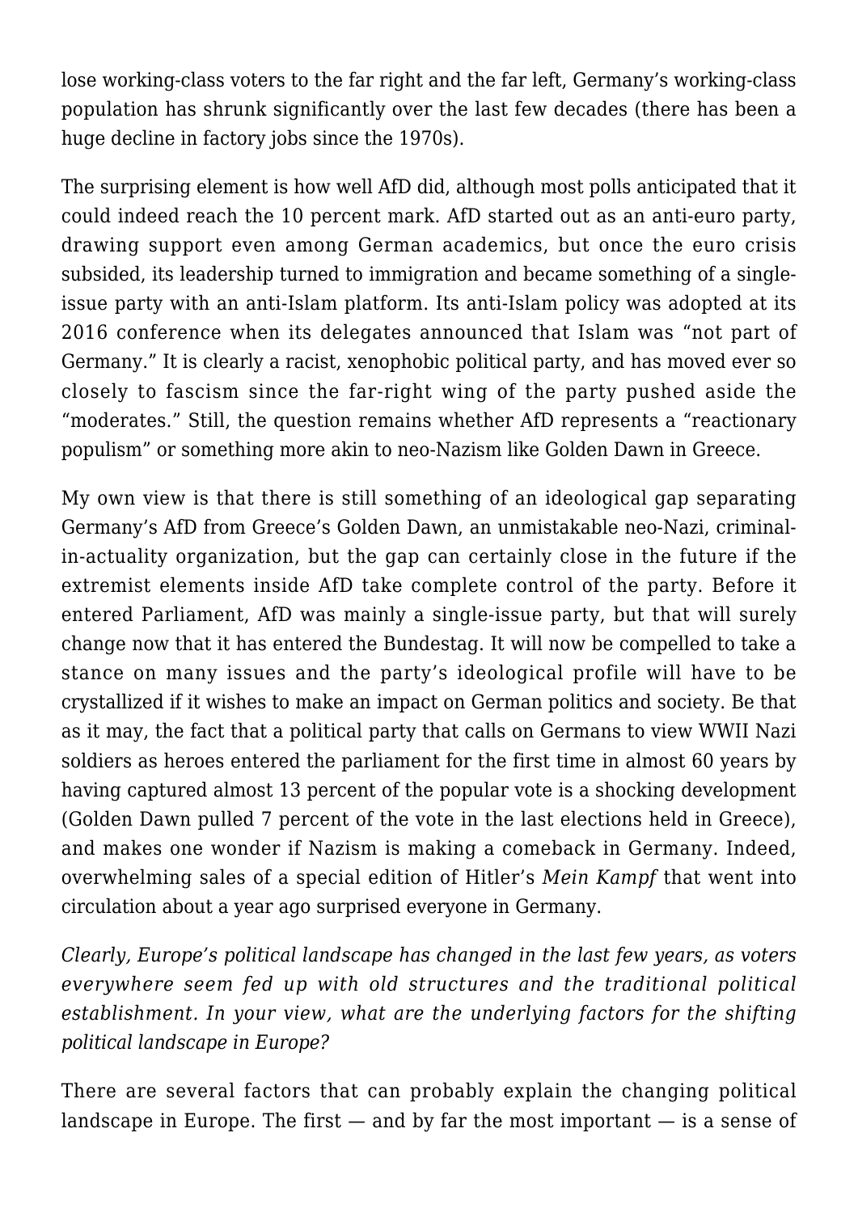lose working-class voters to the far right and the far left, Germany's working-class population has shrunk significantly over the last few decades (there has been a huge decline in factory jobs since the 1970s).

The surprising element is how well AfD did, although most polls anticipated that it could indeed reach the 10 percent mark. AfD started out as an anti-euro party, drawing support even among German academics, but once the euro crisis subsided, its leadership turned to immigration and became something of a single-issue party with an anti-Islam platform. Its anti-Islam policy was adopted at its 2016 conference when its delegates announced that Islam was "not part of Germany." It is clearly a racist, xenophobic political party, and has moved ever so closely to fascism since the far-right wing of the party pushed aside the "moderates." Still, the question remains whether AfD represents a "reactionary populism" or something more akin to neo-Nazism like Golden Dawn in Greece.

My own view is that there is still something of an ideological gap separating Germany's AfD from Greece's Golden Dawn, an unmistakable neo-Nazi, criminal-in-actuality organization, but the gap can certainly close in the future if the extremist elements inside AfD take complete control of the party. Before it entered Parliament, AfD was mainly a single-issue party, but that will surely change now that it has entered the Bundestag. It will now be compelled to take a stance on many issues and the party's ideological profile will have to be crystallized if it wishes to make an impact on German politics and society. Be that as it may, the fact that a political party that calls on Germans to view WWII Nazi soldiers as heroes entered the parliament for the first time in almost 60 years by having captured almost 13 percent of the popular vote is a shocking development (Golden Dawn pulled 7 percent of the vote in the last elections held in Greece), and makes one wonder if Nazism is making a comeback in Germany. Indeed, overwhelming sales of a special edition of Hitler's *Mein Kampf* that went into circulation about a year ago surprised everyone in Germany.

*Clearly, Europe's political landscape has changed in the last few years, as voters everywhere seem fed up with old structures and the traditional political establishment. In your view, what are the underlying factors for the shifting political landscape in Europe?*

There are several factors that can probably explain the changing political landscape in Europe. The first — and by far the most important — is a sense of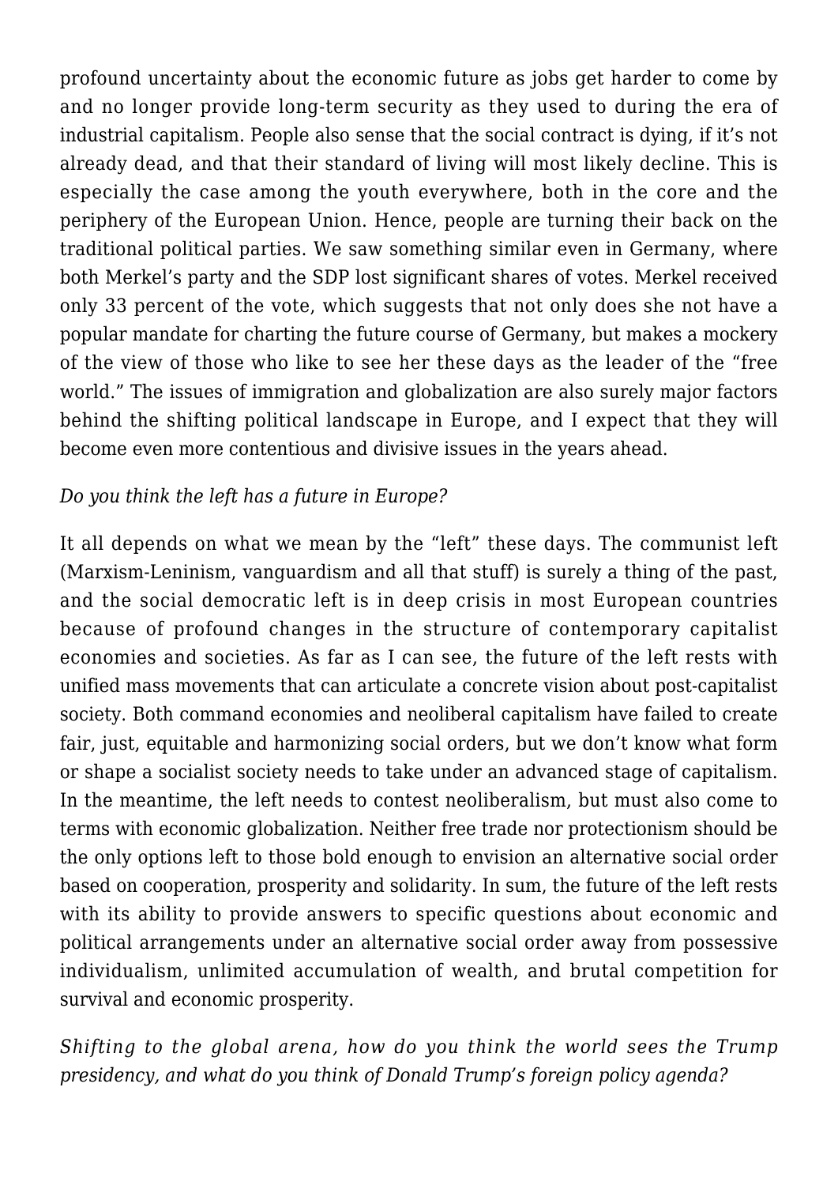profound uncertainty about the economic future as jobs get harder to come by and no longer provide long-term security as they used to during the era of industrial capitalism. People also sense that the social contract is dying, if it's not already dead, and that their standard of living will most likely decline. This is especially the case among the youth everywhere, both in the core and the periphery of the European Union. Hence, people are turning their back on the traditional political parties. We saw something similar even in Germany, where both Merkel's party and the SDP lost significant shares of votes. Merkel received only 33 percent of the vote, which suggests that not only does she not have a popular mandate for charting the future course of Germany, but makes a mockery of the view of those who like to see her these days as the leader of the "free world." The issues of immigration and globalization are also surely major factors behind the shifting political landscape in Europe, and I expect that they will become even more contentious and divisive issues in the years ahead.

*Do you think the left has a future in Europe?*

It all depends on what we mean by the "left" these days. The communist left (Marxism-Leninism, vanguardism and all that stuff) is surely a thing of the past, and the social democratic left is in deep crisis in most European countries because of profound changes in the structure of contemporary capitalist economies and societies. As far as I can see, the future of the left rests with unified mass movements that can articulate a concrete vision about post-capitalist society. Both command economies and neoliberal capitalism have failed to create fair, just, equitable and harmonizing social orders, but we don't know what form or shape a socialist society needs to take under an advanced stage of capitalism. In the meantime, the left needs to contest neoliberalism, but must also come to terms with economic globalization. Neither free trade nor protectionism should be the only options left to those bold enough to envision an alternative social order based on cooperation, prosperity and solidarity. In sum, the future of the left rests with its ability to provide answers to specific questions about economic and political arrangements under an alternative social order away from possessive individualism, unlimited accumulation of wealth, and brutal competition for survival and economic prosperity.

*Shifting to the global arena, how do you think the world sees the Trump presidency, and what do you think of Donald Trump's foreign policy agenda?*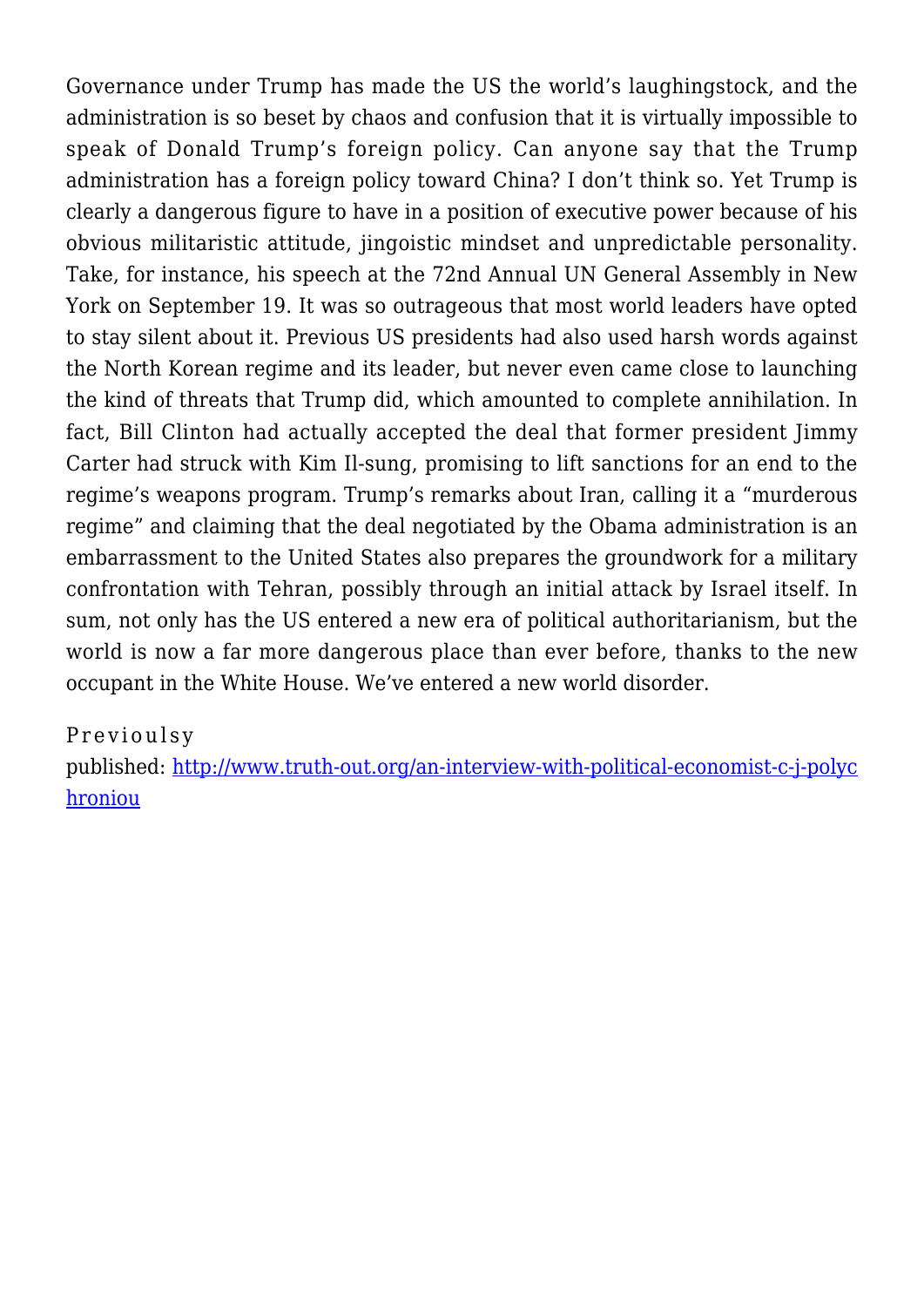Governance under Trump has made the US the world's laughingstock, and the administration is so beset by chaos and confusion that it is virtually impossible to speak of Donald Trump's foreign policy. Can anyone say that the Trump administration has a foreign policy toward China? I don't think so. Yet Trump is clearly a dangerous figure to have in a position of executive power because of his obvious militaristic attitude, jingoistic mindset and unpredictable personality. Take, for instance, his speech at the 72nd Annual UN General Assembly in New York on September 19. It was so outrageous that most world leaders have opted to stay silent about it. Previous US presidents had also used harsh words against the North Korean regime and its leader, but never even came close to launching the kind of threats that Trump did, which amounted to complete annihilation. In fact, Bill Clinton had actually accepted the deal that former president Jimmy Carter had struck with Kim Il-sung, promising to lift sanctions for an end to the regime's weapons program. Trump's remarks about Iran, calling it a "murderous regime" and claiming that the deal negotiated by the Obama administration is an embarrassment to the United States also prepares the groundwork for a military confrontation with Tehran, possibly through an initial attack by Israel itself. In sum, not only has the US entered a new era of political authoritarianism, but the world is now a far more dangerous place than ever before, thanks to the new occupant in the White House. We've entered a new world disorder.

Previoulsy published: [http://www.truth-out.org/an-interview-with-political-economist-c-j-polychroniou](http://www.truth-out.org/an-interview-with-political-economist-c-j-polychroniou)